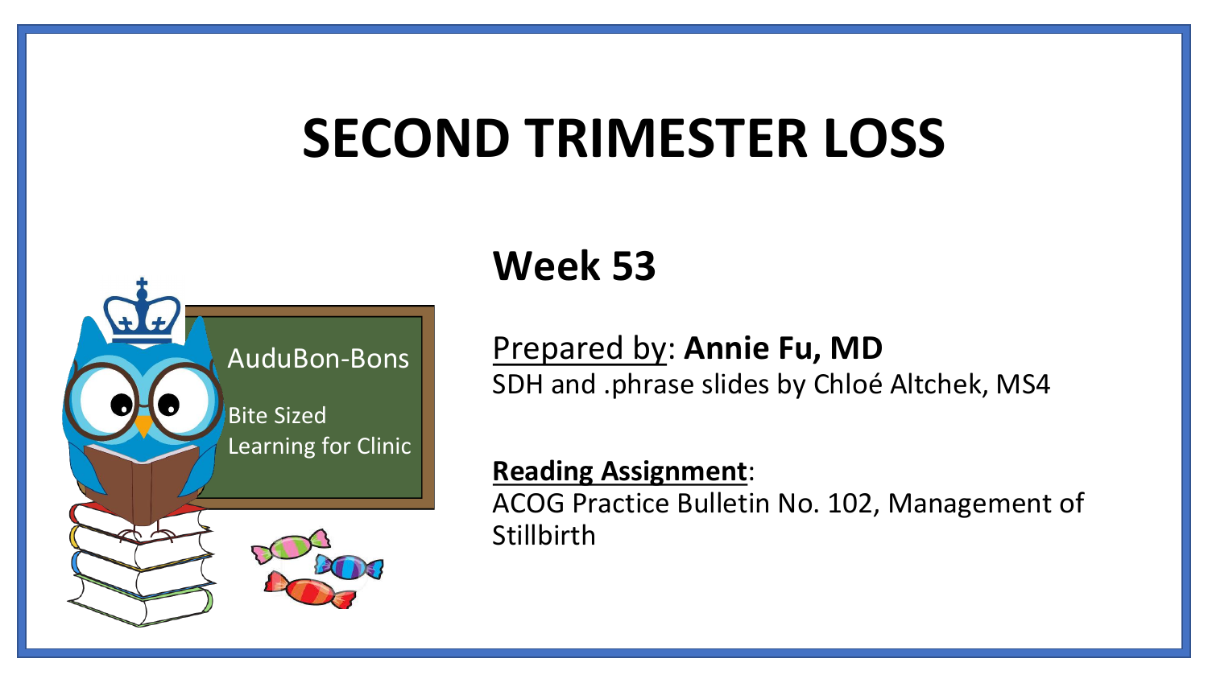# SECOND TRIMESTER LOSS

AuduBon-Bons

Bite Sized Learning for Clinic

## Week 53

Prepared by: **Annie Fu, MD**
SDH and .phrase slides by Chloé Altchek, MS4

**Reading Assignment**:
ACOG Practice Bulletin No. 102, Management of Stillbirth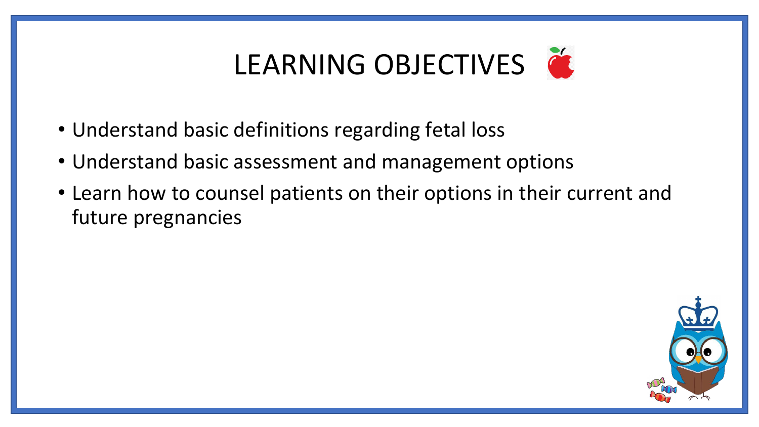# LEARNING OBJECTIVES

- Understand basic definitions regarding fetal loss
- Understand basic assessment and management options
- Learn how to counsel patients on their options in their current and future pregnancies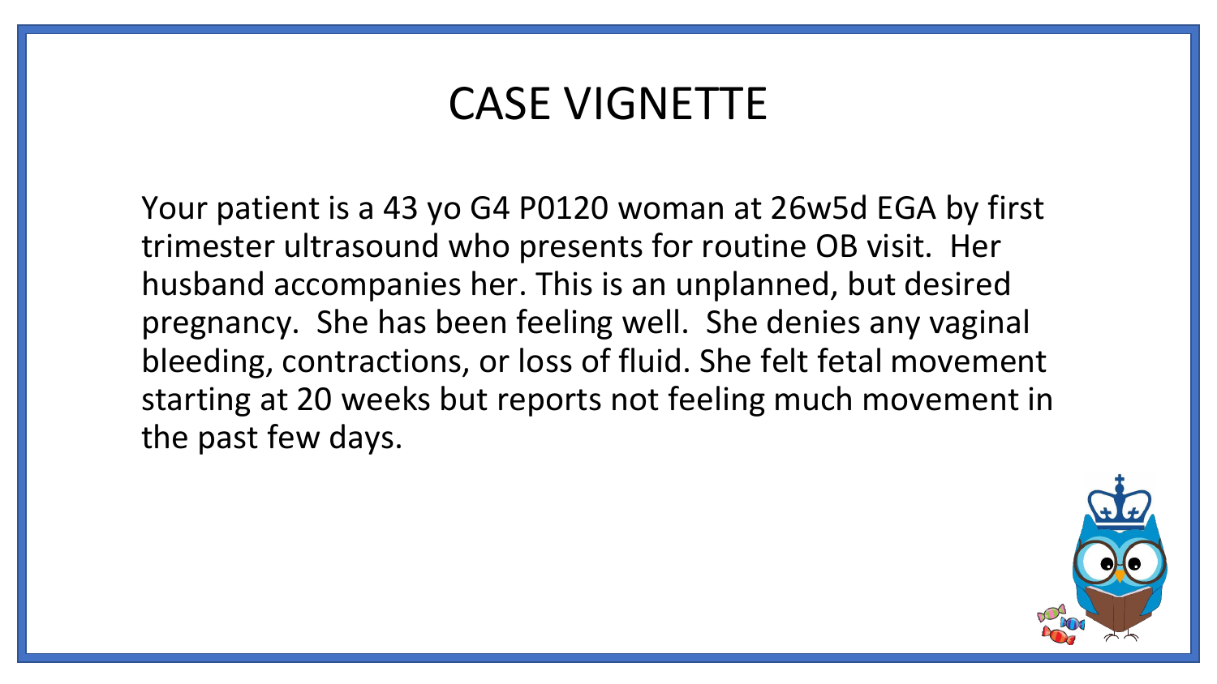# CASE VIGNETTE

Your patient is a 43 yo G4 P0120 woman at 26w5d EGA by first trimester ultrasound who presents for routine OB visit. Her husband accompanies her. This is an unplanned, but desired pregnancy. She has been feeling well. She denies any vaginal bleeding, contractions, or loss of fluid. She felt fetal movement starting at 20 weeks but reports not feeling much movement in the past few days.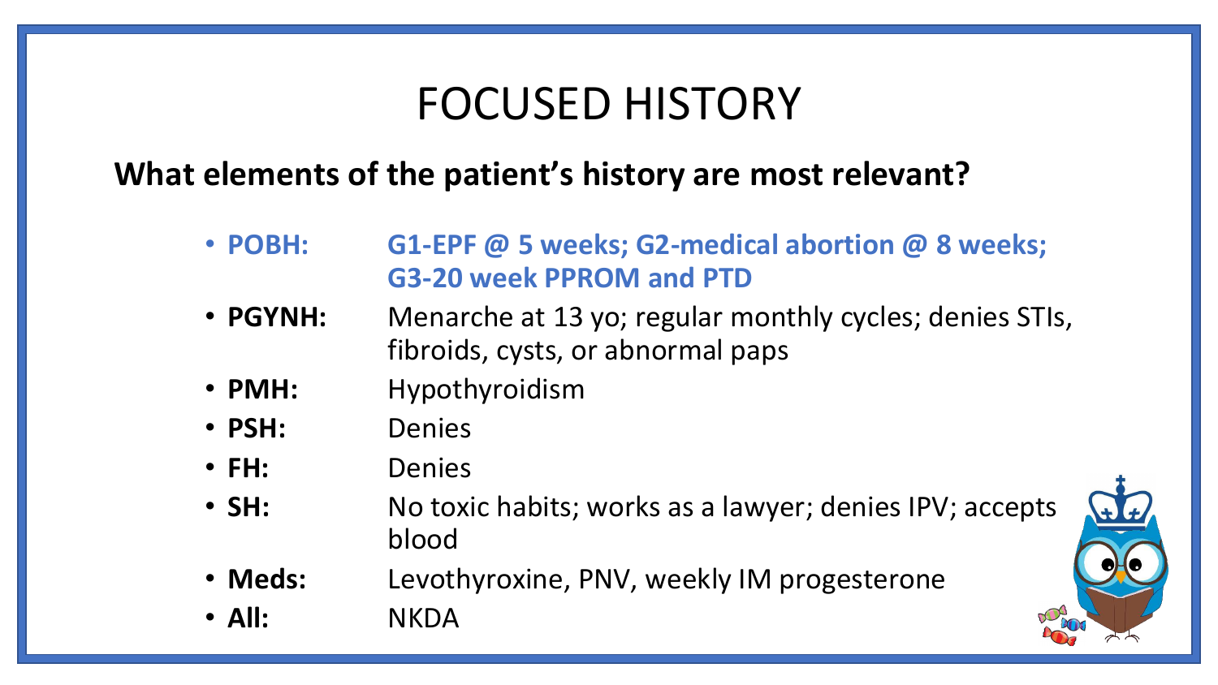# FOCUSED HISTORY

**What elements of the patient's history are most relevant?**

- **POBH:** **G1-EPF @ 5 weeks; G2-medical abortion @ 8 weeks; G3-20 week PPROM and PTD**
- **PGYNH:** Menarche at 13 yo; regular monthly cycles; denies STIs, fibroids, cysts, or abnormal paps
- **PMH:** Hypothyroidism
- **PSH:** Denies
- **FH:** Denies
- **SH:** No toxic habits; works as a lawyer; denies IPV; accepts blood
- **Meds:** Levothyroxine, PNV, weekly IM progesterone
- **All:** NKDA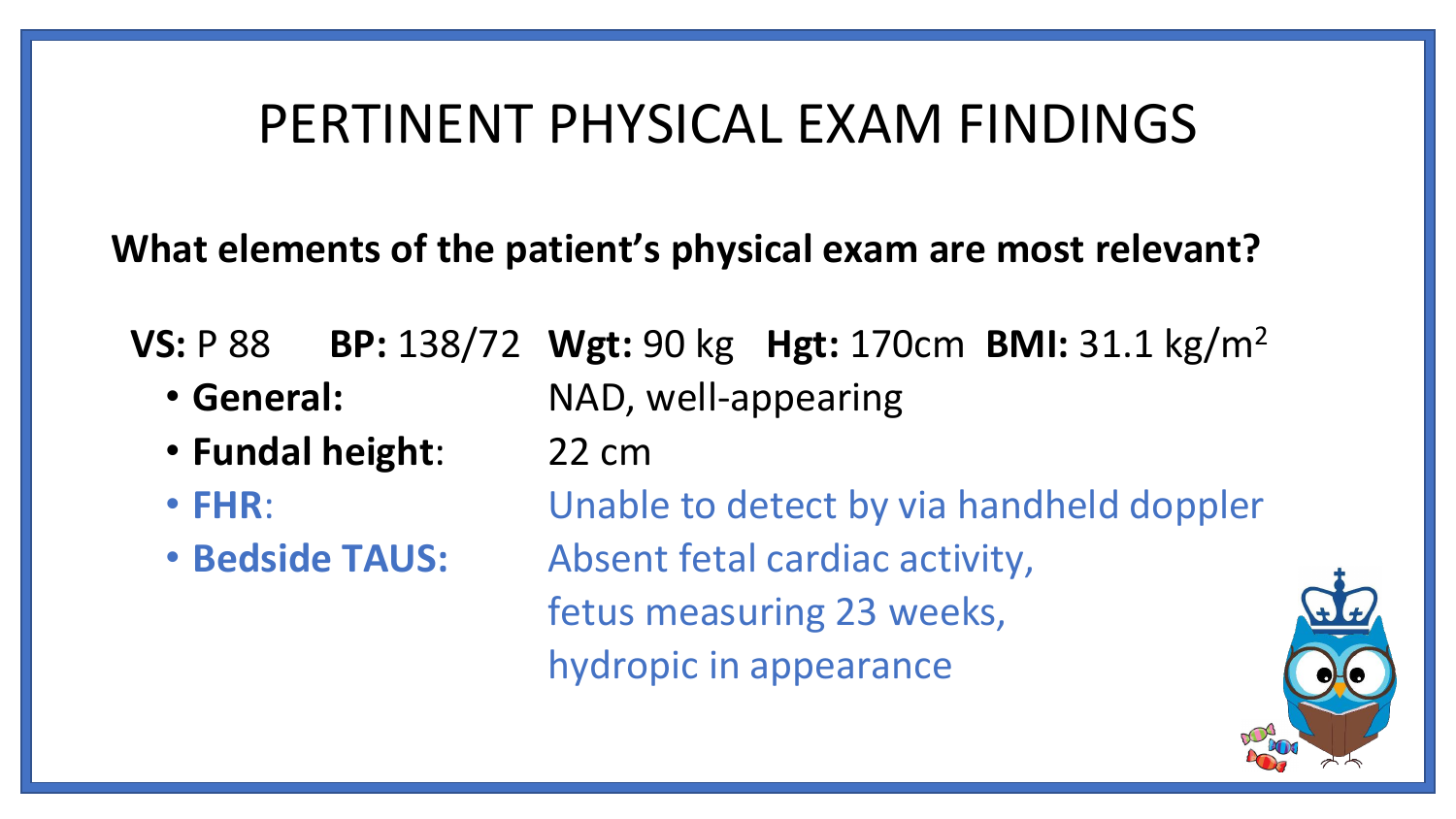# PERTINENT PHYSICAL EXAM FINDINGS

**What elements of the patient's physical exam are most relevant?**

**VS:** P 88 **BP:** 138/72 **Wgt:** 90 kg **Hgt:** 170cm **BMI:** 31.1 kg/m$^2$

- **General:** NAD, well-appearing
- **Fundal height**: 22 cm
- **FHR**: Unable to detect by via handheld doppler
- **Bedside TAUS:** Absent fetal cardiac activity, fetus measuring 23 weeks, hydropic in appearance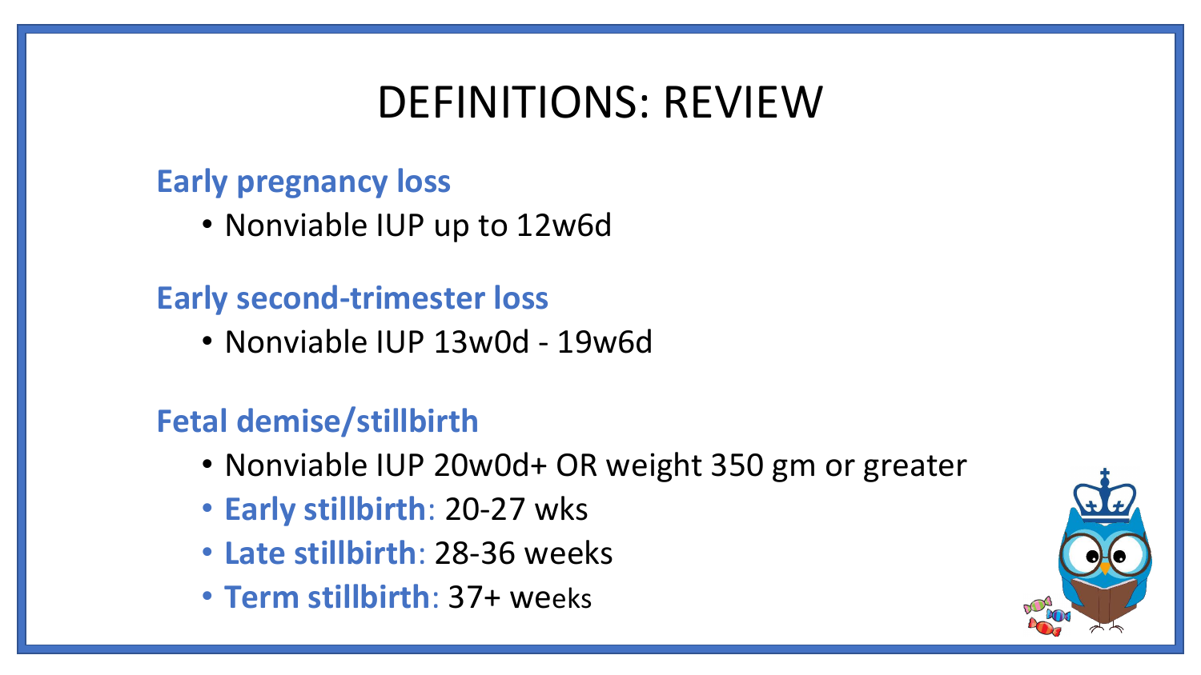# DEFINITIONS: REVIEW

**Early pregnancy loss**

- Nonviable IUP up to 12w6d

**Early second-trimester loss**

- Nonviable IUP 13w0d - 19w6d

**Fetal demise/stillbirth**

- Nonviable IUP 20w0d+ OR weight 350 gm or greater
- **Early stillbirth**: 20-27 wks
- **Late stillbirth**: 28-36 weeks
- **Term stillbirth**: 37+ weeks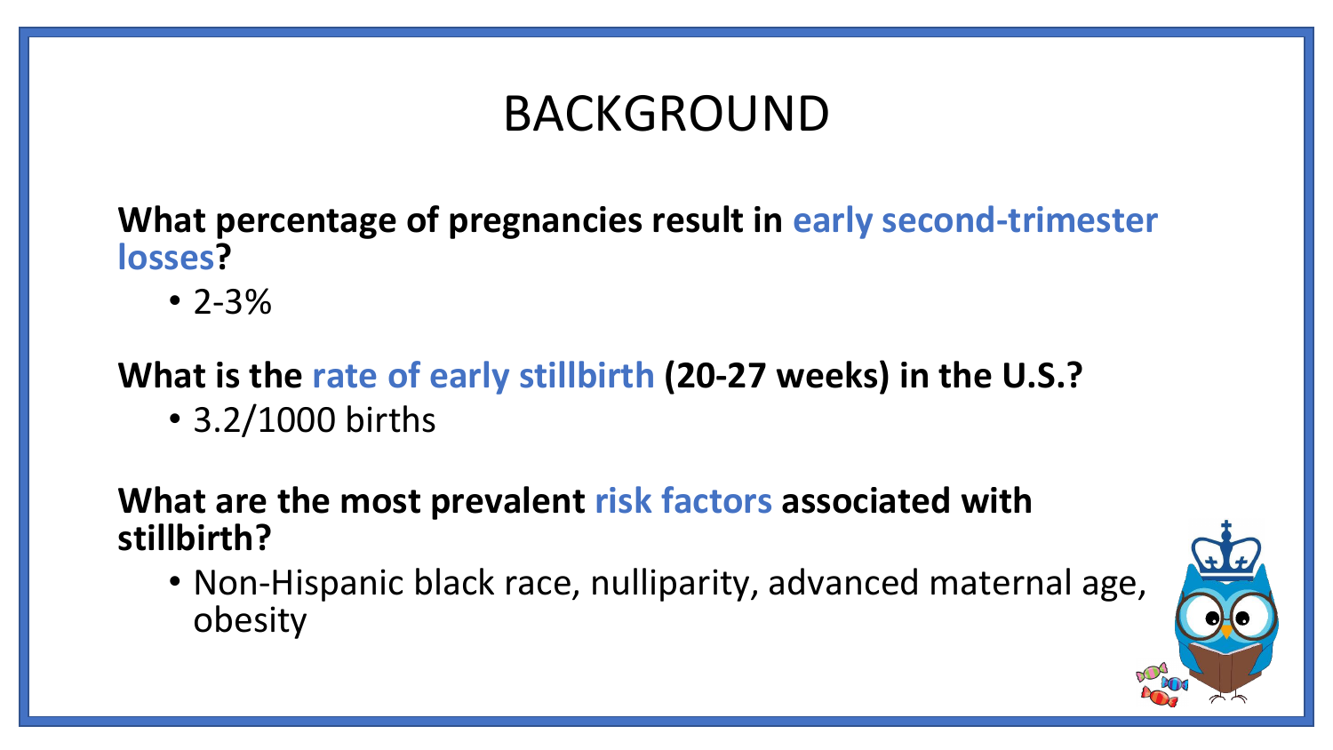# BACKGROUND

**What percentage of pregnancies result in early second-trimester losses?**

- 2-3%

**What is the rate of early stillbirth (20-27 weeks) in the U.S.?**

- 3.2/1000 births

**What are the most prevalent risk factors associated with stillbirth?**

- Non-Hispanic black race, nulliparity, advanced maternal age, obesity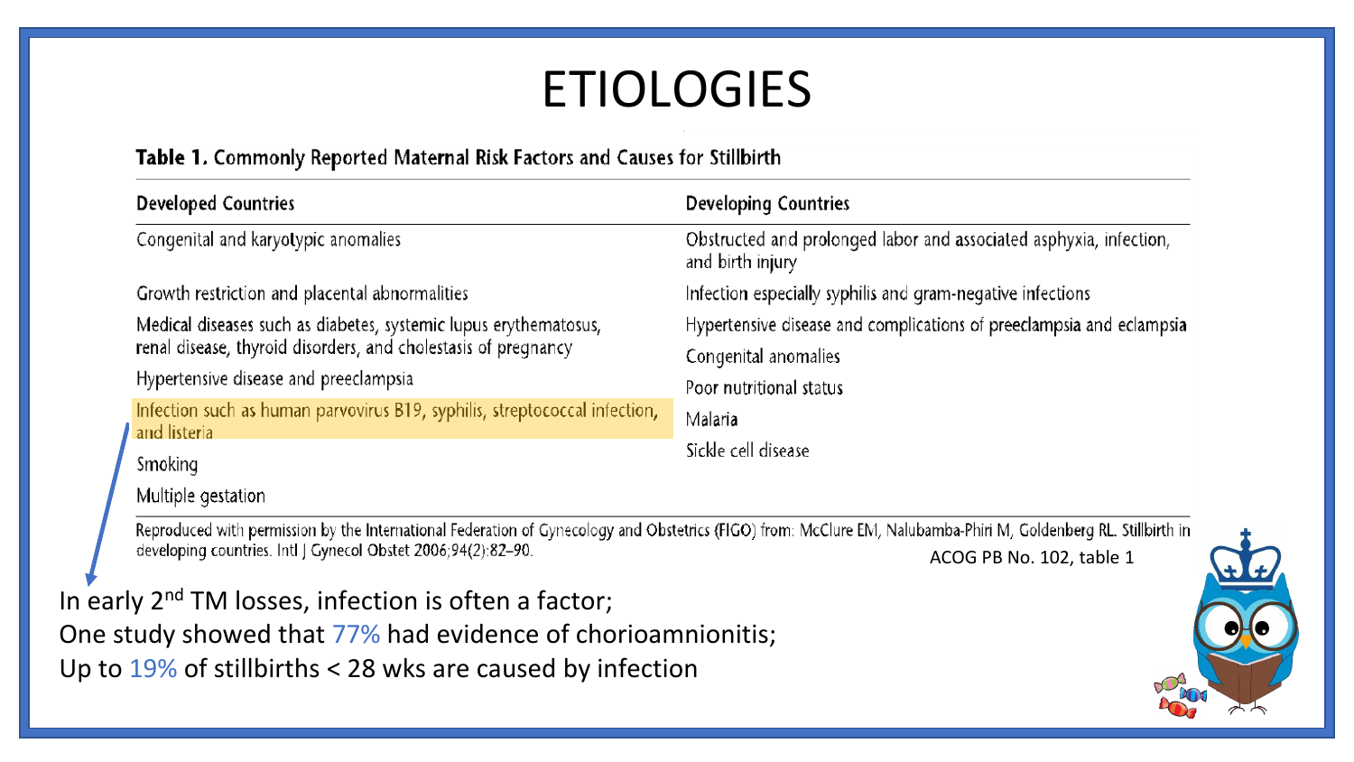# ETIOLOGIES

**Table 1.** Commonly Reported Maternal Risk Factors and Causes for Stillbirth

| Developed Countries | Developing Countries |
|---|---|
| Congenital and karyotypic anomalies | Obstructed and prolonged labor and associated asphyxia, infection, and birth injury |
| Growth restriction and placental abnormalities | Infection especially syphilis and gram-negative infections |
| Medical diseases such as diabetes, systemic lupus erythematosus, renal disease, thyroid disorders, and cholestasis of pregnancy | Hypertensive disease and complications of preeclampsia and eclampsia |
| Hypertensive disease and preeclampsia | Congenital anomalies |
| Infection such as human parvovirus B19, syphilis, streptococcal infection, and listeria | Poor nutritional status |
| Smoking | Malaria |
| Multiple gestation | Sickle cell disease |

Reproduced with permission by the International Federation of Gynecology and Obstetrics (FIGO) from: McClure EM, Nalubamba-Phiri M, Goldenberg RL. Stillbirth in developing countries. Intl J Gynecol Obstet 2006;94(2):82–90.

ACOG PB No. 102, table 1

In early 2nd TM losses, infection is often a factor;
One study showed that 77% had evidence of chorioamnionitis;
Up to 19% of stillbirths < 28 wks are caused by infection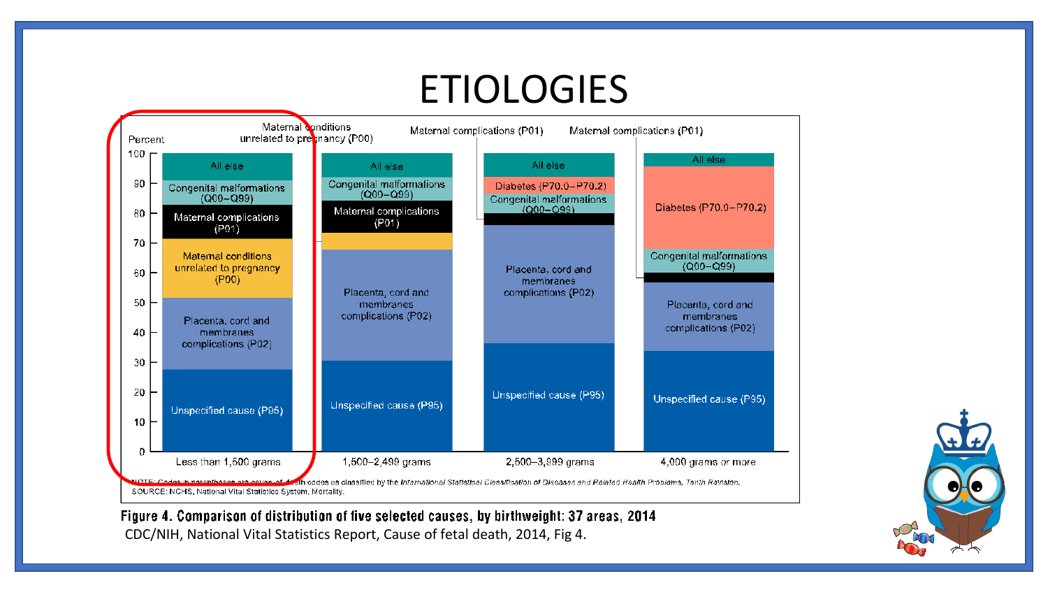# ETIOLOGIES

Percent

| | Less than 1,500 grams | 1,500–2,499 grams | 2,500–3,999 grams | 4,000 grams or more |
|---|---|---|---|---|
| All else | All else | All else | All else | All else |
| Diabetes (P70.0–P70.2) | | | Diabetes (P70.0–P70.2) | Diabetes (P70.0–P70.2) |
| Congenital malformations (Q00–Q99) | Congenital malformations (Q00–Q99) | Congenital malformations (Q00–Q99) | Congenital malformations (Q00–Q99) | Congenital malformations (Q00–Q99) |
| Maternal complications (P01) | Maternal complications (P01) | Maternal complications (P01) | Maternal complications (P01) | Maternal complications (P01) |
| Maternal conditions unrelated to pregnancy (P00) | Maternal conditions unrelated to pregnancy (P00) | Maternal conditions unrelated to pregnancy (P00) | | |
| Placenta, cord and membranes complications (P02) | Placenta, cord and membranes complications (P02) | Placenta, cord and membranes complications (P02) | Placenta, cord and membranes complications (P02) | Placenta, cord and membranes complications (P02) |
| Unspecified cause (P95) | Unspecified cause (P95) | Unspecified cause (P95) | Unspecified cause (P95) | Unspecified cause (P95) |

NOTE: Codes in parentheses are cause-of-death codes as classified by the *International Statistical Classification of Diseases and Related Health Problems, Tenth Revision*.
SOURCE: NCHS, National Vital Statistics System, Mortality.

**Figure 4. Comparison of distribution of five selected causes, by birthweight: 37 areas, 2014**

CDC/NIH, National Vital Statistics Report, Cause of fetal death, 2014, Fig 4.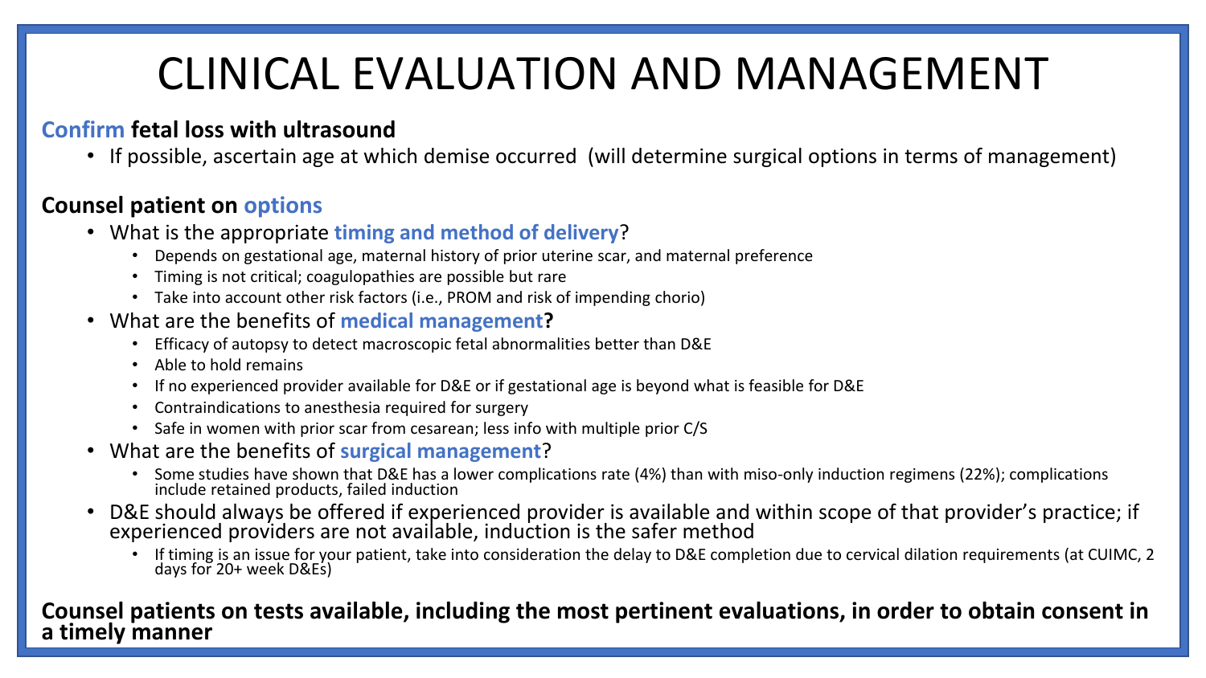# CLINICAL EVALUATION AND MANAGEMENT

**Confirm fetal loss with ultrasound**

- If possible, ascertain age at which demise occurred (will determine surgical options in terms of management)

**Counsel patient on options**

- What is the appropriate **timing and method of delivery**?
  - Depends on gestational age, maternal history of prior uterine scar, and maternal preference
  - Timing is not critical; coagulopathies are possible but rare
  - Take into account other risk factors (i.e., PROM and risk of impending chorio)
- What are the benefits of **medical management?**
  - Efficacy of autopsy to detect macroscopic fetal abnormalities better than D&E
  - Able to hold remains
  - If no experienced provider available for D&E or if gestational age is beyond what is feasible for D&E
  - Contraindications to anesthesia required for surgery
  - Safe in women with prior scar from cesarean; less info with multiple prior C/S
- What are the benefits of **surgical management**?
  - Some studies have shown that D&E has a lower complications rate (4%) than with miso-only induction regimens (22%); complications include retained products, failed induction
- D&E should always be offered if experienced provider is available and within scope of that provider's practice; if experienced providers are not available, induction is the safer method
  - If timing is an issue for your patient, take into consideration the delay to D&E completion due to cervical dilation requirements (at CUIMC, 2 days for 20+ week D&Es)

**Counsel patients on tests available, including the most pertinent evaluations, in order to obtain consent in a timely manner**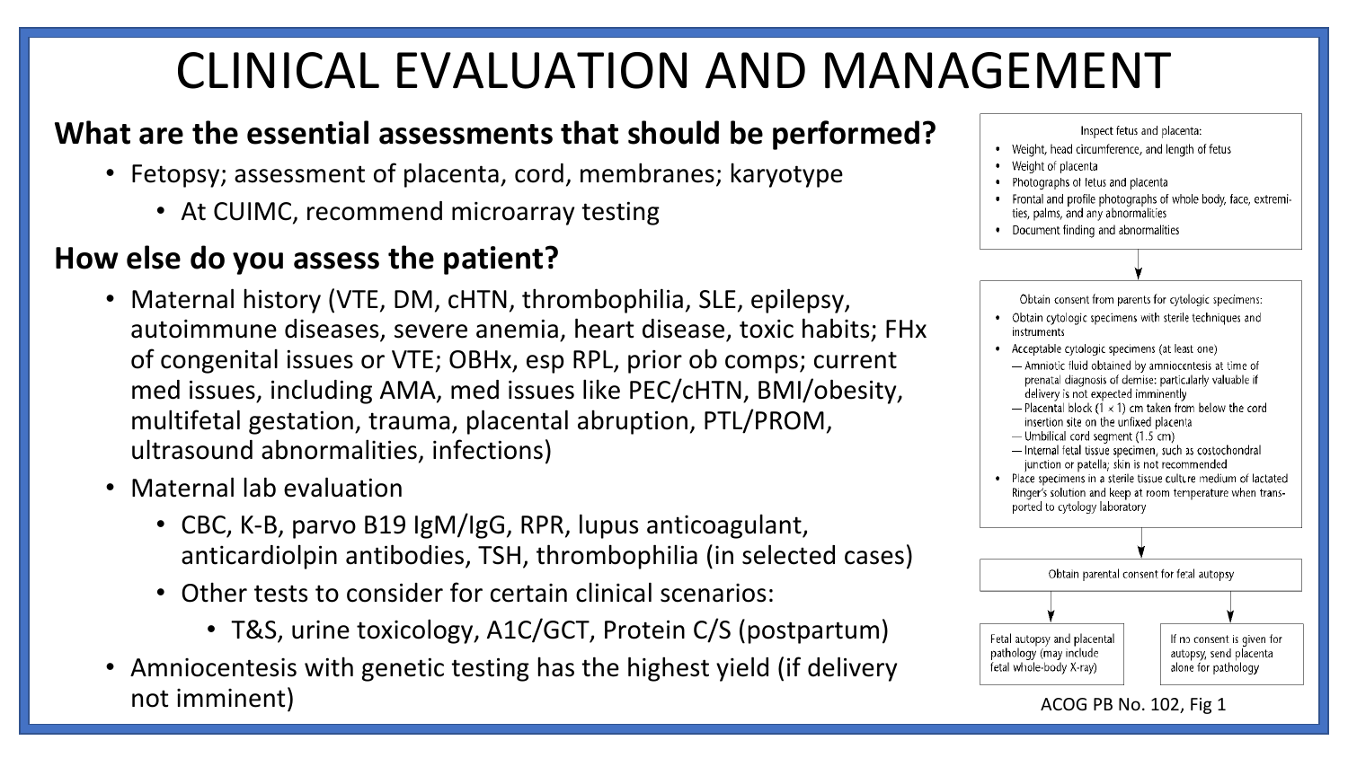# CLINICAL EVALUATION AND MANAGEMENT

## What are the essential assessments that should be performed?

- Fetopsy; assessment of placenta, cord, membranes; karyotype
  - At CUIMC, recommend microarray testing

## How else do you assess the patient?

- Maternal history (VTE, DM, cHTN, thrombophilia, SLE, epilepsy, autoimmune diseases, severe anemia, heart disease, toxic habits; FHx of congenital issues or VTE; OBHx, esp RPL, prior ob comps; current med issues, including AMA, med issues like PEC/cHTN, BMI/obesity, multifetal gestation, trauma, placental abruption, PTL/PROM, ultrasound abnormalities, infections)
- Maternal lab evaluation
  - CBC, K-B, parvo B19 IgM/IgG, RPR, lupus anticoagulant, anticardiolpin antibodies, TSH, thrombophilia (in selected cases)
  - Other tests to consider for certain clinical scenarios:
    - T&S, urine toxicology, A1C/GCT, Protein C/S (postpartum)
- Amniocentesis with genetic testing has the highest yield (if delivery not imminent)

Inspect fetus and placenta:

- Weight, head circumference, and length of fetus
- Weight of placenta
- Photographs of fetus and placenta
- Frontal and profile photographs of whole body, face, extremities, palms, and any abnormalities
- Document finding and abnormalities

↓

Obtain consent from parents for cytologic specimens:

- Obtain cytologic specimens with sterile techniques and instruments
- Acceptable cytologic specimens (at least one)
  - — Amniotic fluid obtained by amniocentesis at time of prenatal diagnosis of demise: particularly valuable if delivery is not expected imminently
  - — Placental block (1 × 1) cm taken from below the cord insertion site on the unfixed placenta
  - — Umbilical cord segment (1.5 cm)
  - — Internal fetal tissue specimen, such as costochondral junction or patella; skin is not recommended
- Place specimens in a sterile tissue culture medium of lactated Ringer's solution and keep at room temperature when transported to cytology laboratory

↓

Obtain parental consent for fetal autopsy

↓

Fetal autopsy and placental pathology (may include fetal whole-body X-ray) | If no consent is given for autopsy, send placenta alone for pathology

ACOG PB No. 102, Fig 1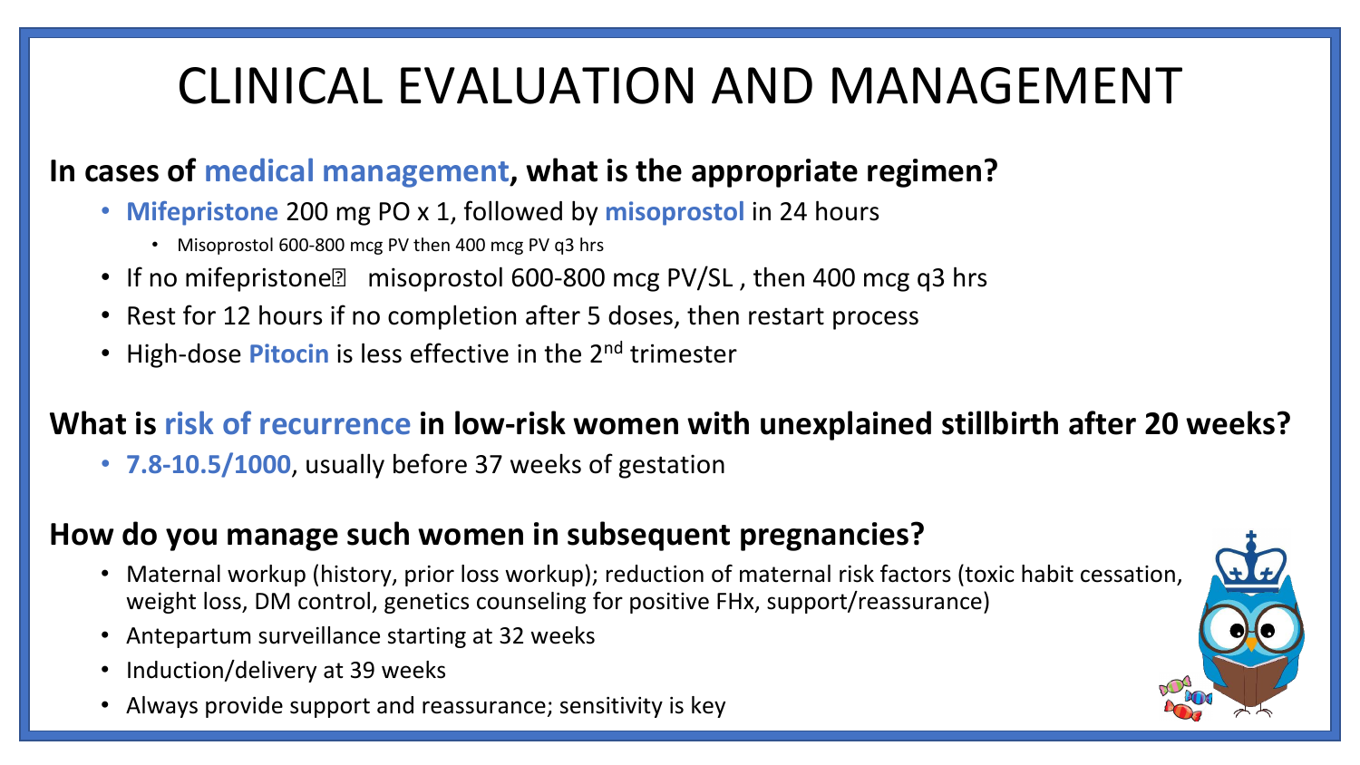# CLINICAL EVALUATION AND MANAGEMENT

**In cases of medical management, what is the appropriate regimen?**

- **Mifepristone** 200 mg PO x 1, followed by **misoprostol** in 24 hours
  - Misoprostol 600-800 mcg PV then 400 mcg PV q3 hrs
- If no mifepristone misoprostol 600-800 mcg PV/SL , then 400 mcg q3 hrs
- Rest for 12 hours if no completion after 5 doses, then restart process
- High-dose **Pitocin** is less effective in the 2nd trimester

**What is risk of recurrence in low-risk women with unexplained stillbirth after 20 weeks?**

- **7.8-10.5/1000**, usually before 37 weeks of gestation

**How do you manage such women in subsequent pregnancies?**

- Maternal workup (history, prior loss workup); reduction of maternal risk factors (toxic habit cessation, weight loss, DM control, genetics counseling for positive FHx, support/reassurance)
- Antepartum surveillance starting at 32 weeks
- Induction/delivery at 39 weeks
- Always provide support and reassurance; sensitivity is key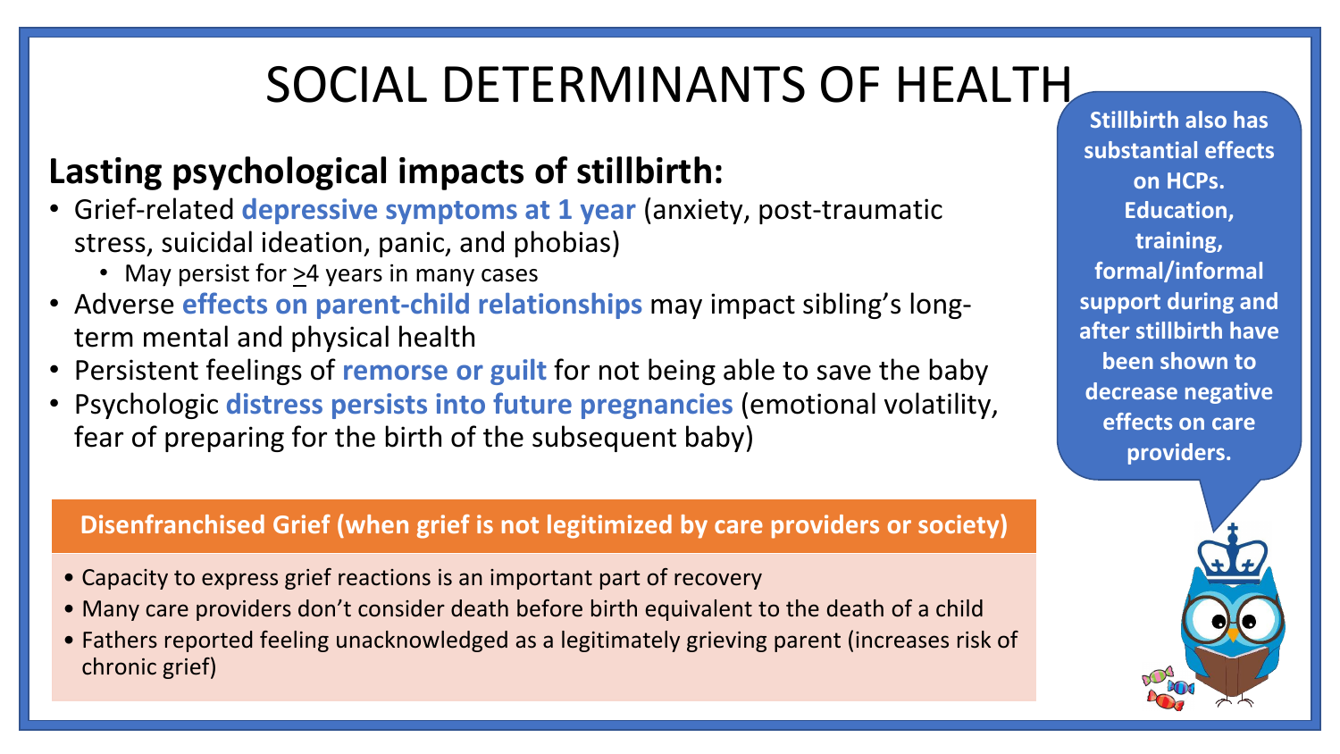# SOCIAL DETERMINANTS OF HEALTH

## Lasting psychological impacts of stillbirth:

- Grief-related **depressive symptoms at 1 year** (anxiety, post-traumatic stress, suicidal ideation, panic, and phobias)
  - May persist for ≥4 years in many cases
- Adverse **effects on parent-child relationships** may impact sibling's long-term mental and physical health
- Persistent feelings of **remorse or guilt** for not being able to save the baby
- Psychologic **distress persists into future pregnancies** (emotional volatility, fear of preparing for the birth of the subsequent baby)

**Stillbirth also has substantial effects on HCPs. Education, training, formal/informal support during and after stillbirth have been shown to decrease negative effects on care providers.**

**Disenfranchised Grief (when grief is not legitimized by care providers or society)**

- Capacity to express grief reactions is an important part of recovery
- Many care providers don't consider death before birth equivalent to the death of a child
- Fathers reported feeling unacknowledged as a legitimately grieving parent (increases risk of chronic grief)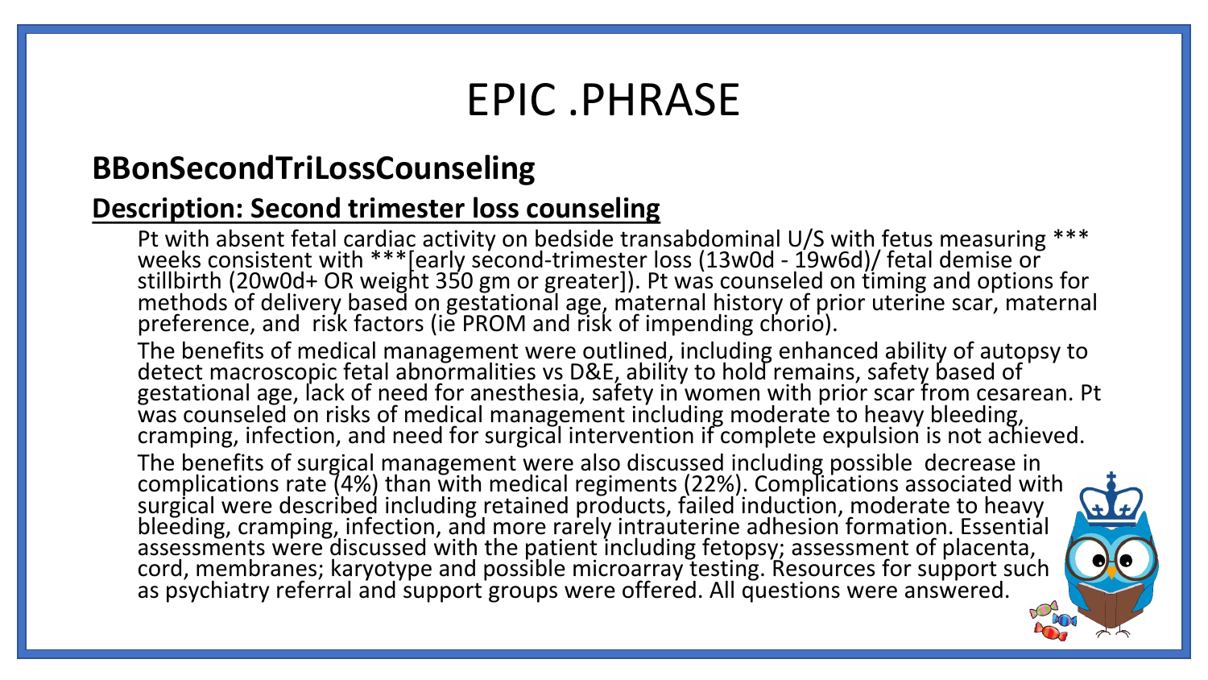# EPIC .PHRASE

## BBonSecondTriLossCounseling

### Description: Second trimester loss counseling

Pt with absent fetal cardiac activity on bedside transabdominal U/S with fetus measuring *** weeks consistent with ***[early second-trimester loss (13w0d - 19w6d)/ fetal demise or stillbirth (20w0d+ OR weight 350 gm or greater]). Pt was counseled on timing and options for methods of delivery based on gestational age, maternal history of prior uterine scar, maternal preference, and risk factors (ie PROM and risk of impending chorio).

The benefits of medical management were outlined, including enhanced ability of autopsy to detect macroscopic fetal abnormalities vs D&E, ability to hold remains, safety based of gestational age, lack of need for anesthesia, safety in women with prior scar from cesarean. Pt was counseled on risks of medical management including moderate to heavy bleeding, cramping, infection, and need for surgical intervention if complete expulsion is not achieved.

The benefits of surgical management were also discussed including possible decrease in complications rate (4%) than with medical regiments (22%). Complications associated with surgical were described including retained products, failed induction, moderate to heavy bleeding, cramping, infection, and more rarely intrauterine adhesion formation. Essential assessments were discussed with the patient including fetopsy; assessment of placenta, cord, membranes; karyotype and possible microarray testing. Resources for support such as psychiatry referral and support groups were offered. All questions were answered.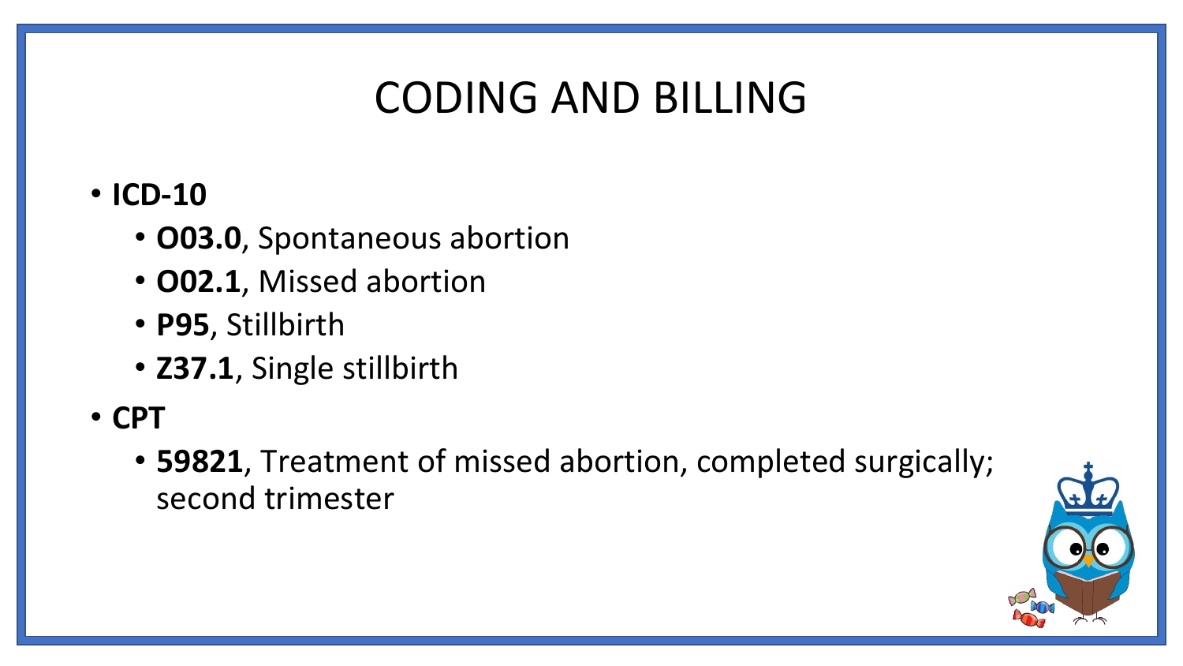# CODING AND BILLING

- **ICD-10**
  - **O03.0**, Spontaneous abortion
  - **O02.1**, Missed abortion
  - **P95**, Stillbirth
  - **Z37.1**, Single stillbirth
- **CPT**
  - **59821**, Treatment of missed abortion, completed surgically; second trimester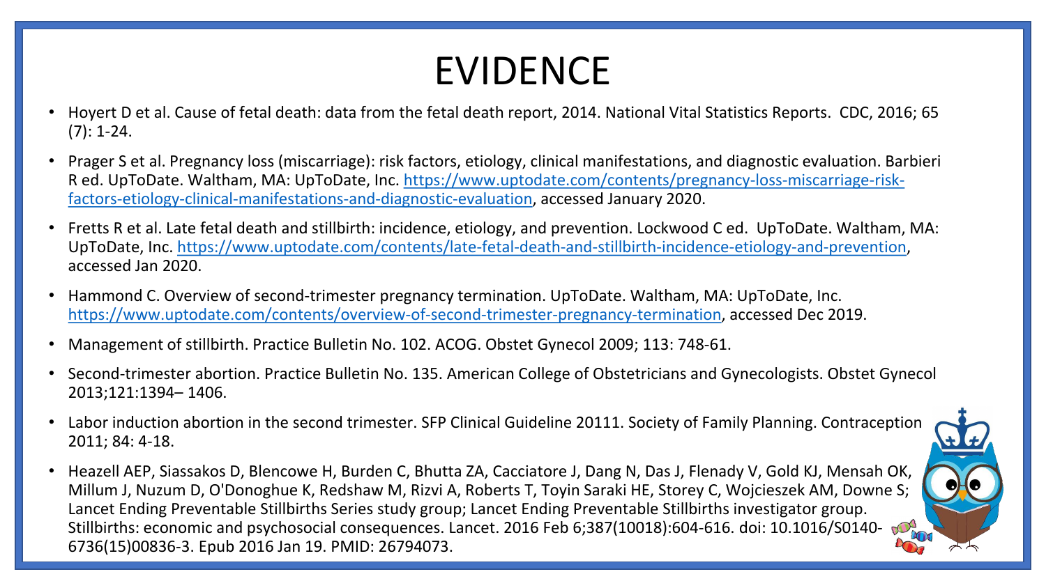# EVIDENCE

- Hoyert D et al. Cause of fetal death: data from the fetal death report, 2014. National Vital Statistics Reports. CDC, 2016; 65 (7): 1-24.
- Prager S et al. Pregnancy loss (miscarriage): risk factors, etiology, clinical manifestations, and diagnostic evaluation. Barbieri R ed. UpToDate. Waltham, MA: UpToDate, Inc. https://www.uptodate.com/contents/pregnancy-loss-miscarriage-risk-factors-etiology-clinical-manifestations-and-diagnostic-evaluation, accessed January 2020.
- Fretts R et al. Late fetal death and stillbirth: incidence, etiology, and prevention. Lockwood C ed. UpToDate. Waltham, MA: UpToDate, Inc. https://www.uptodate.com/contents/late-fetal-death-and-stillbirth-incidence-etiology-and-prevention, accessed Jan 2020.
- Hammond C. Overview of second-trimester pregnancy termination. UpToDate. Waltham, MA: UpToDate, Inc. https://www.uptodate.com/contents/overview-of-second-trimester-pregnancy-termination, accessed Dec 2019.
- Management of stillbirth. Practice Bulletin No. 102. ACOG. Obstet Gynecol 2009; 113: 748-61.
- Second-trimester abortion. Practice Bulletin No. 135. American College of Obstetricians and Gynecologists. Obstet Gynecol 2013;121:1394– 1406.
- Labor induction abortion in the second trimester. SFP Clinical Guideline 20111. Society of Family Planning. Contraception 2011; 84: 4-18.
- Heazell AEP, Siassakos D, Blencowe H, Burden C, Bhutta ZA, Cacciatore J, Dang N, Das J, Flenady V, Gold KJ, Mensah OK, Millum J, Nuzum D, O'Donoghue K, Redshaw M, Rizvi A, Roberts T, Toyin Saraki HE, Storey C, Wojcieszek AM, Downe S; Lancet Ending Preventable Stillbirths Series study group; Lancet Ending Preventable Stillbirths investigator group. Stillbirths: economic and psychosocial consequences. Lancet. 2016 Feb 6;387(10018):604-616. doi: 10.1016/S0140-6736(15)00836-3. Epub 2016 Jan 19. PMID: 26794073.